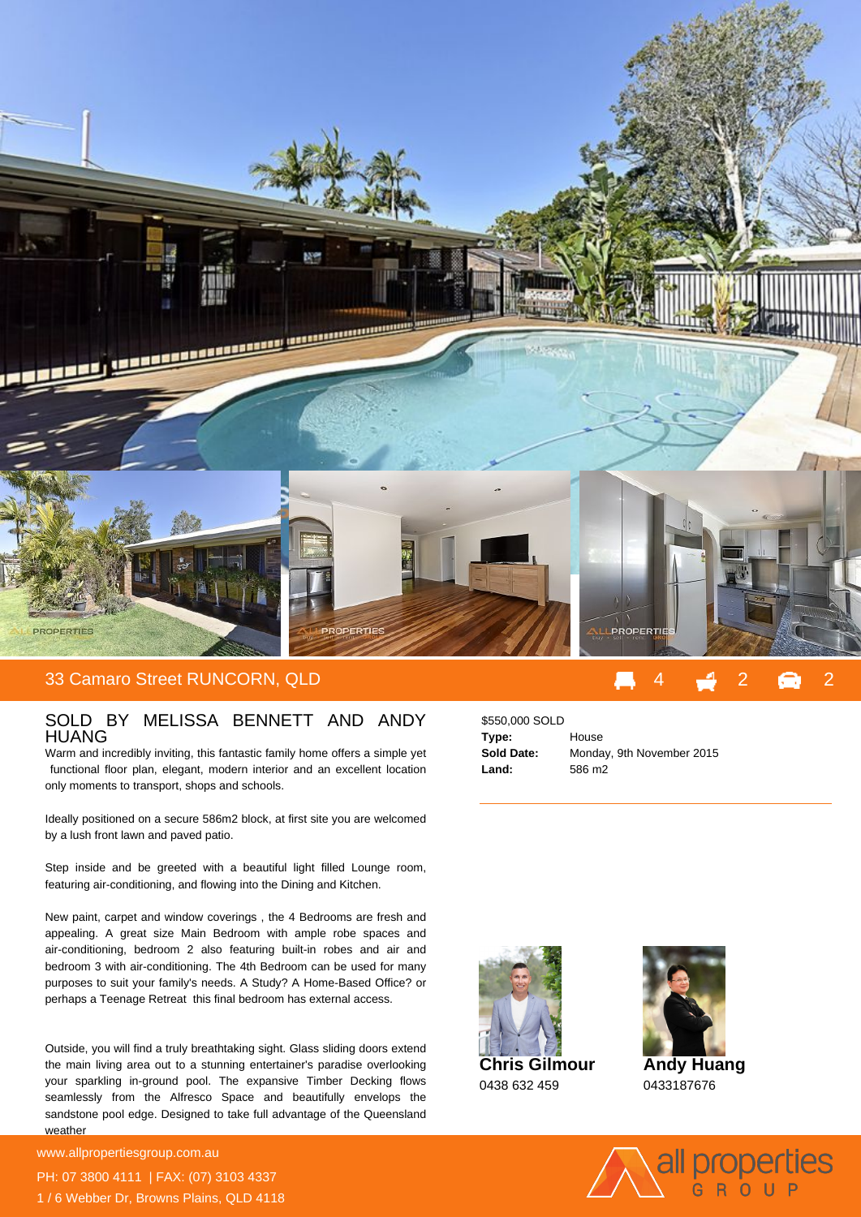## 33 Camaro Street RUNCORN, QLD

4 2 2

### SOLD BY MELISSA BENNETT AND ANDY HUANG

Warm and incredibly inviting, this fantastic family home offers a simple yet functional floor plan, elegant, modern interior and an excellent location only moments to transport, shops and schools.

Ideally positioned on a secure 586m2 block, at first site you are welcomed by a lush front lawn and paved patio.

Step inside and be greeted with a beautiful light filled Lounge room, featuring air-conditioning, and flowing into the Dining and Kitchen.

New paint, carpet and window coverings , the 4 Bedrooms are fresh and appealing. A great size Main Bedroom with ample robe spaces and air-conditioning, bedroom 2 also featuring built-in robes and air and bedroom 3 with air-conditioning. The 4th Bedroom can be used for many purposes to suit your family's needs. A Study? A Home-Based Office? or perhaps a Teenage Retreat this final bedroom has external access.

Outside, you will find a truly breathtaking sight. Glass sliding doors extend the main living area out to a stunning entertainer's paradise overlooking your sparkling in-ground pool. The expansive Timber Decking flows seamlessly from the Alfresco Space and beautifully envelops the sandstone pool edge. Designed to take full advantage of the Queensland weather

$550,000 SOLD

| | |
|---|---|
| **Type:** | House |
| **Sold Date:** | Monday, 9th November 2015 |
| **Land:** | 586 m2 |

**Chris Gilmour**
0438 632 459

**Andy Huang**
0433187676

www.allpropertiesgroup.com.au
PH: 07 3800 4111 | FAX: (07) 3103 4337
1 / 6 Webber Dr, Browns Plains, QLD 4118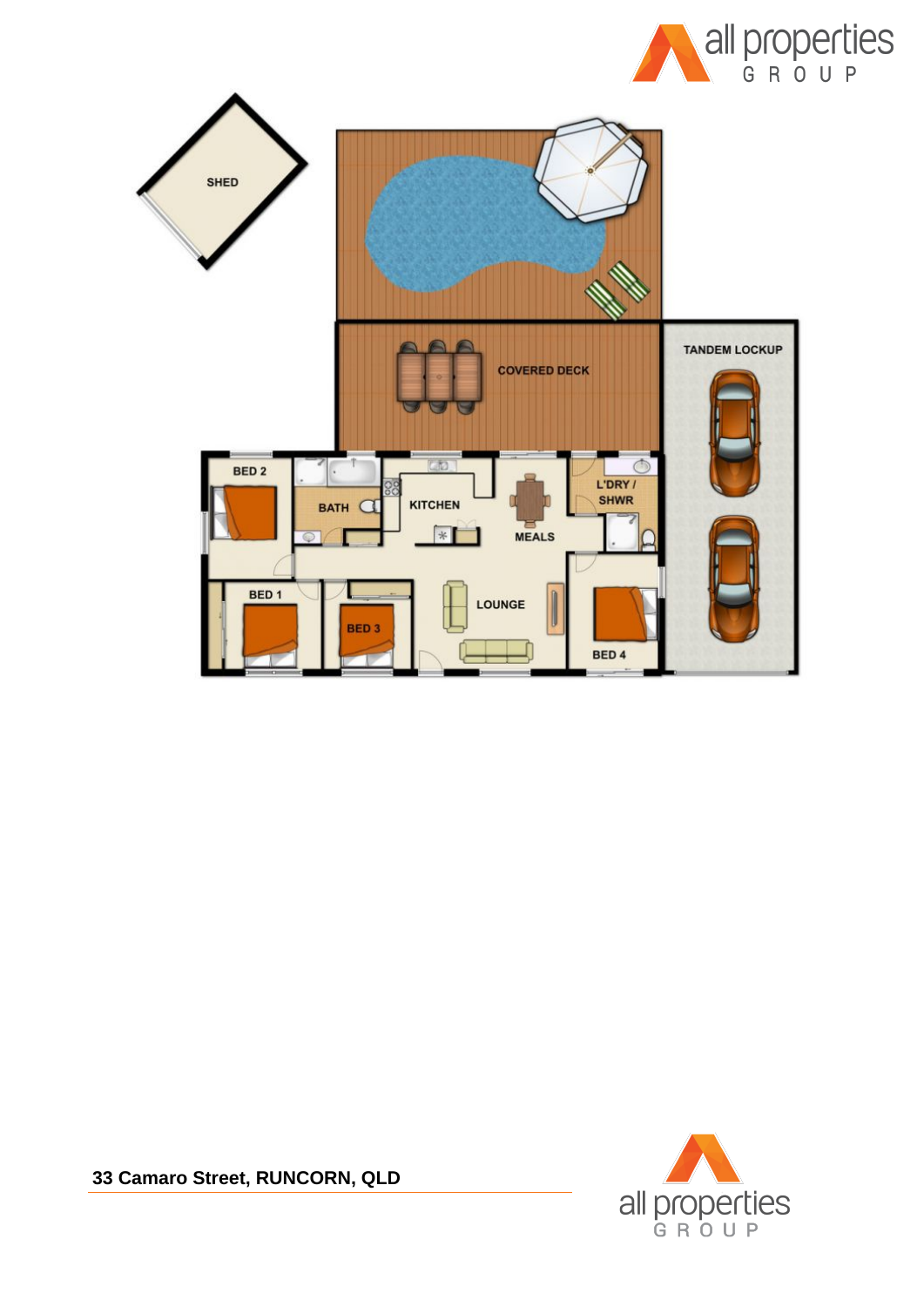all properties
GROUP

SHED

COVERED DECK

TANDEM LOCKUP

BED 2

BATH

KITCHEN

MEALS

L'DRY / SHWR

BED 1

BED 3

LOUNGE

BED 4

**33 Camaro Street, RUNCORN, QLD**

all properties
GROUP